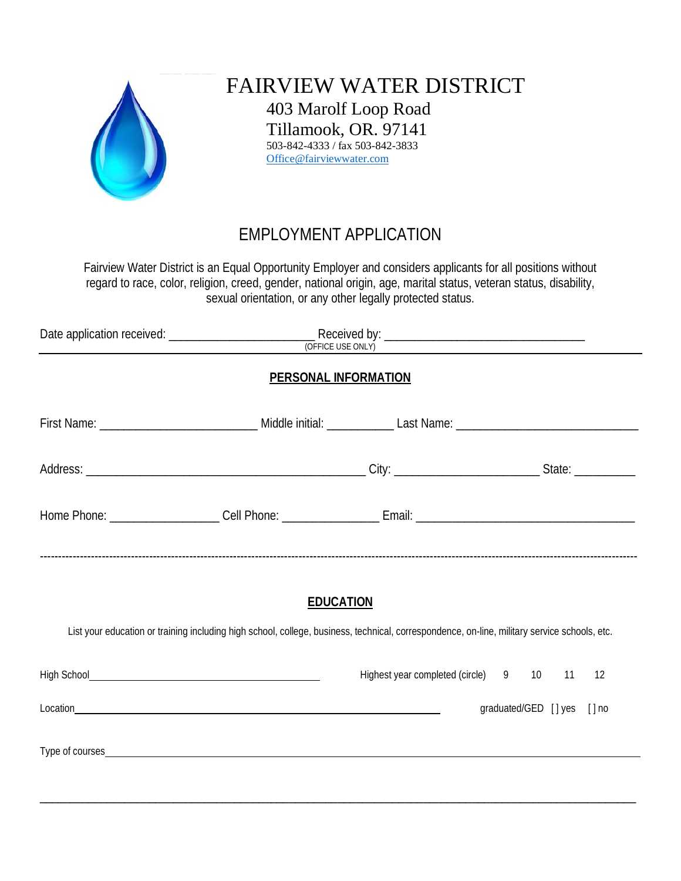# FAIRVIEW WATER DISTRICT

403 Marolf Loop Road
Tillamook, OR. 97141
503-842-4333 / fax 503-842-3833
Office@fairviewwater.com

## EMPLOYMENT APPLICATION

Fairview Water District is an Equal Opportunity Employer and considers applicants for all positions without regard to race, color, religion, creed, gender, national origin, age, marital status, veteran status, disability, sexual orientation, or any other legally protected status.

Date application received: ______________________ Received by: ______________________________
(OFFICE USE ONLY)

---

### PERSONAL INFORMATION

First Name: ________________________ Middle initial: __________ Last Name: ____________________________

Address: __________________________________________ City: ______________________ State: _________

Home Phone: ________________ Cell Phone: ______________ Email: __________________________________

---

### EDUCATION

List your education or training including high school, college, business, technical, correspondence, on-line, military service schools, etc.

High School________________________________________ Highest year completed (circle) 9 10 11 12

Location________________________________________________________ graduated/GED [ ] yes [ ] no

Type of courses____________________________________________________________________________

___________________________________________________________________________________________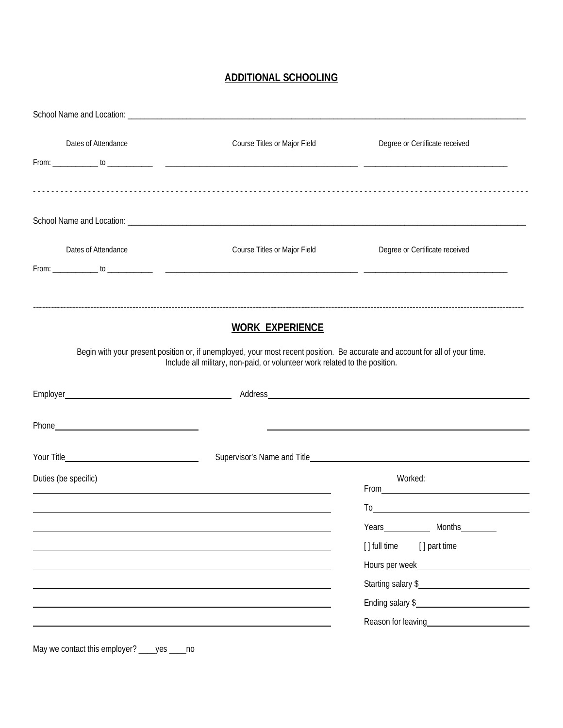## ADDITIONAL SCHOOLING

School Name and Location: ______________________________________________________________________________

| Dates of Attendance | Course Titles or Major Field | Degree or Certificate received |
|---|---|---|
| From: ___________ to ___________ | _______________________________________________ | __________________________________ |

- - - - - - - - - - - - - - - - - - - - - - - - - - - - - - - - - - - - - - - - - - - - - - - - - - - - - - - - - - - - - - - - - - - - - - - -

School Name and Location: ______________________________________________________________________________

| Dates of Attendance | Course Titles or Major Field | Degree or Certificate received |
|---|---|---|
| From: ___________ to ___________ | _______________________________________________ | __________________________________ |

---------------------------------------------------------------------------------------------------------------------------------------------------

## WORK EXPERIENCE

Begin with your present position or, if unemployed, your most recent position. Be accurate and account for all of your time. Include all military, non-paid, or volunteer work related to the position.

Employer____________________________________ Address____________________________________________________

Phone______________________________ ____________________________________________________

Your Title______________________________ Supervisor's Name and Title______________________________________

Duties (be specific)

______________________________________________________________________

______________________________________________________________________

______________________________________________________________________

______________________________________________________________________

______________________________________________________________________

______________________________________________________________________

______________________________________________________________________

______________________________________________________________________

Worked:

From______________________________

To________________________________

Years__________ Months________

[ ] full time [ ] part time

Hours per week______________________

Starting salary $____________________

Ending salary $_____________________

Reason for leaving___________________

May we contact this employer? ____yes ____no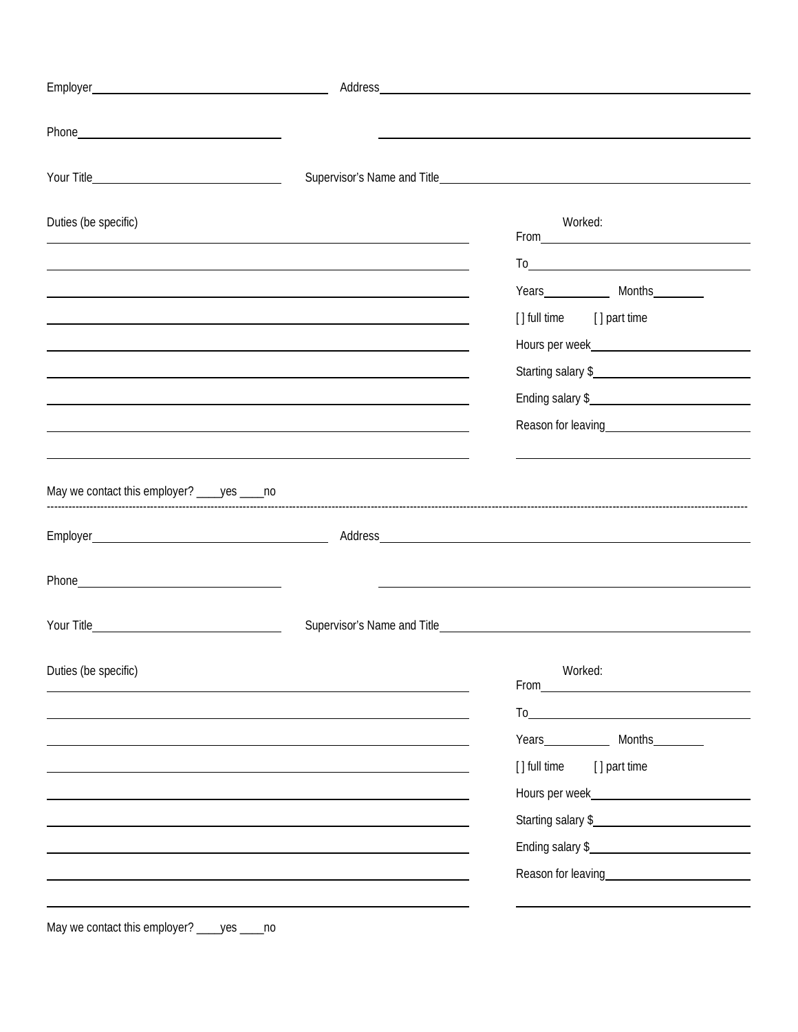Employer\_\_\_\_\_\_\_\_\_\_\_\_\_\_\_\_\_\_\_\_\_\_\_\_\_\_\_\_\_\_\_\_ Address\_\_\_\_\_\_\_\_\_\_\_\_\_\_\_\_\_\_\_\_\_\_\_\_\_\_\_\_\_\_\_\_\_\_\_\_\_\_\_\_\_\_\_\_\_\_\_\_

Phone\_\_\_\_\_\_\_\_\_\_\_\_\_\_\_\_\_\_\_\_\_\_\_\_\_\_\_\_\_\_ \_\_\_\_\_\_\_\_\_\_\_\_\_\_\_\_\_\_\_\_\_\_\_\_\_\_\_\_\_\_\_\_\_\_\_\_\_\_\_\_\_\_\_\_\_\_\_\_

Your Title\_\_\_\_\_\_\_\_\_\_\_\_\_\_\_\_\_\_\_\_\_\_\_\_\_\_\_ Supervisor's Name and Title\_\_\_\_\_\_\_\_\_\_\_\_\_\_\_\_\_\_\_\_\_\_\_\_\_\_\_\_\_\_\_\_\_\_\_\_\_\_\_\_

Duties (be specific)

Worked:

From\_\_\_\_\_\_\_\_\_\_\_\_\_\_\_\_\_\_\_\_\_\_\_\_\_\_\_\_\_\_

To\_\_\_\_\_\_\_\_\_\_\_\_\_\_\_\_\_\_\_\_\_\_\_\_\_\_\_\_\_\_\_\_

Years\_\_\_\_\_\_\_\_\_\_ Months\_\_\_\_\_\_\_\_

[ ] full time [ ] part time

Hours per week\_\_\_\_\_\_\_\_\_\_\_\_\_\_\_\_\_\_\_\_\_\_\_\_

Starting salary $\_\_\_\_\_\_\_\_\_\_\_\_\_\_\_\_\_\_\_\_\_\_

Ending salary $\_\_\_\_\_\_\_\_\_\_\_\_\_\_\_\_\_\_\_\_\_\_\_

Reason for leaving\_\_\_\_\_\_\_\_\_\_\_\_\_\_\_\_\_\_\_\_\_

May we contact this employer? \_\_\_\_yes \_\_\_\_no

---

Employer\_\_\_\_\_\_\_\_\_\_\_\_\_\_\_\_\_\_\_\_\_\_\_\_\_\_\_\_\_\_\_\_ Address\_\_\_\_\_\_\_\_\_\_\_\_\_\_\_\_\_\_\_\_\_\_\_\_\_\_\_\_\_\_\_\_\_\_\_\_\_\_\_\_\_\_\_\_\_\_\_\_

Phone\_\_\_\_\_\_\_\_\_\_\_\_\_\_\_\_\_\_\_\_\_\_\_\_\_\_\_\_\_\_ \_\_\_\_\_\_\_\_\_\_\_\_\_\_\_\_\_\_\_\_\_\_\_\_\_\_\_\_\_\_\_\_\_\_\_\_\_\_\_\_\_\_\_\_\_\_\_\_

Your Title\_\_\_\_\_\_\_\_\_\_\_\_\_\_\_\_\_\_\_\_\_\_\_\_\_\_\_ Supervisor's Name and Title\_\_\_\_\_\_\_\_\_\_\_\_\_\_\_\_\_\_\_\_\_\_\_\_\_\_\_\_\_\_\_\_\_\_\_\_\_\_\_\_

Duties (be specific)

Worked:

From\_\_\_\_\_\_\_\_\_\_\_\_\_\_\_\_\_\_\_\_\_\_\_\_\_\_\_\_\_\_

To\_\_\_\_\_\_\_\_\_\_\_\_\_\_\_\_\_\_\_\_\_\_\_\_\_\_\_\_\_\_\_\_

Years\_\_\_\_\_\_\_\_\_\_ Months\_\_\_\_\_\_\_\_

[ ] full time [ ] part time

Hours per week\_\_\_\_\_\_\_\_\_\_\_\_\_\_\_\_\_\_\_\_\_\_\_\_

Starting salary $\_\_\_\_\_\_\_\_\_\_\_\_\_\_\_\_\_\_\_\_\_\_

Ending salary $\_\_\_\_\_\_\_\_\_\_\_\_\_\_\_\_\_\_\_\_\_\_\_

Reason for leaving\_\_\_\_\_\_\_\_\_\_\_\_\_\_\_\_\_\_\_\_\_

May we contact this employer? \_\_\_\_yes \_\_\_\_no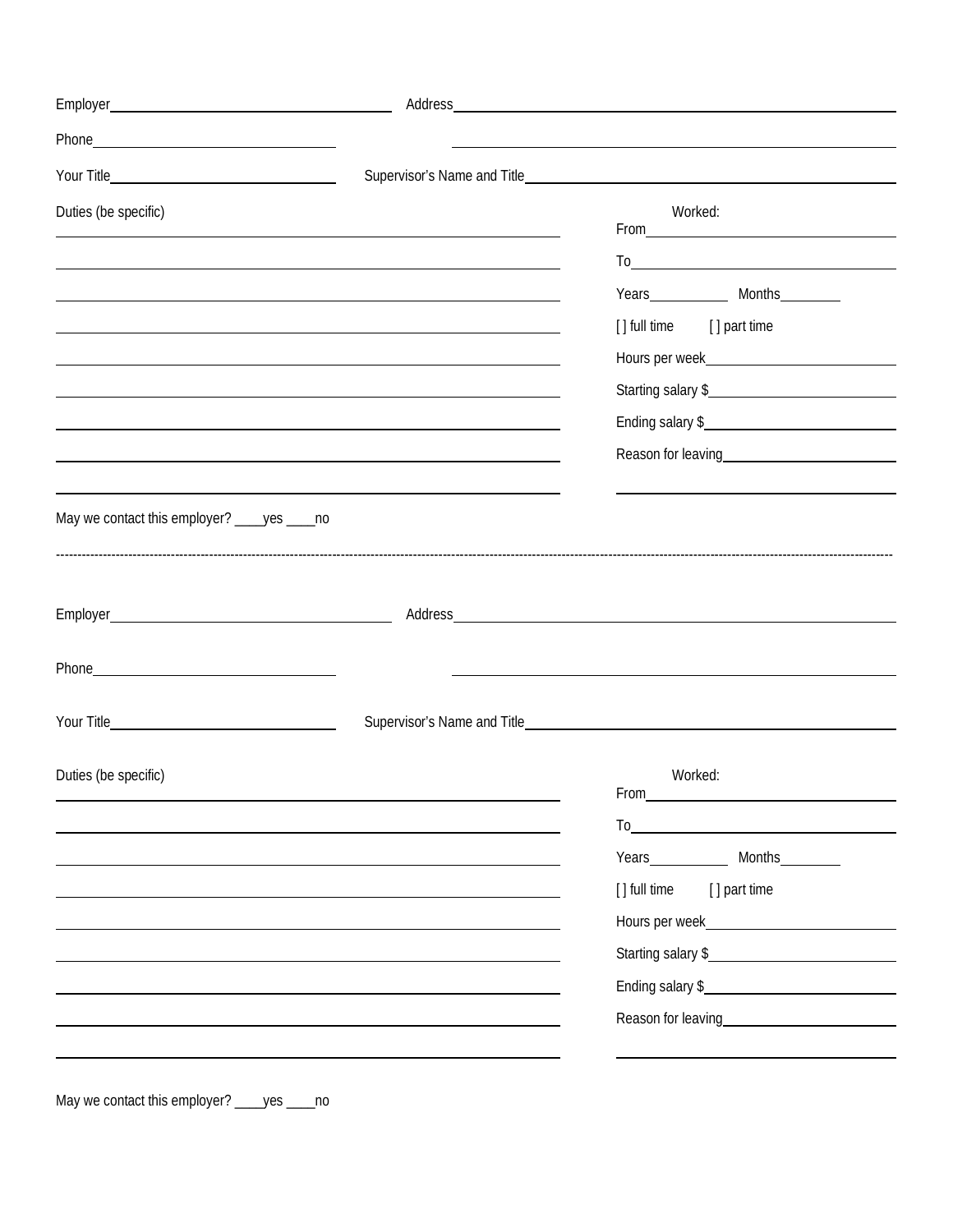Employer\_\_\_\_\_\_\_\_\_\_\_\_\_\_\_\_\_\_\_\_\_\_\_\_\_\_\_\_\_\_ Address\_\_\_\_\_\_\_\_\_\_\_\_\_\_\_\_\_\_\_\_\_\_\_\_\_\_\_\_\_\_\_\_\_\_\_\_\_\_\_\_\_\_\_\_\_\_

Phone\_\_\_\_\_\_\_\_\_\_\_\_\_\_\_\_\_\_\_\_\_\_\_\_\_\_ \_\_\_\_\_\_\_\_\_\_\_\_\_\_\_\_\_\_\_\_\_\_\_\_\_\_\_\_\_\_\_\_\_\_\_\_\_\_\_\_\_\_\_\_\_\_

Your Title\_\_\_\_\_\_\_\_\_\_\_\_\_\_\_\_\_\_\_\_\_\_\_\_ Supervisor's Name and Title\_\_\_\_\_\_\_\_\_\_\_\_\_\_\_\_\_\_\_\_\_\_\_\_\_\_\_\_\_\_\_\_\_\_\_\_\_\_

Duties (be specific)

\_\_\_\_\_\_\_\_\_\_\_\_\_\_\_\_\_\_\_\_\_\_\_\_\_\_\_\_\_\_\_\_\_\_\_\_\_\_\_\_\_\_\_\_\_\_\_\_\_\_\_\_

\_\_\_\_\_\_\_\_\_\_\_\_\_\_\_\_\_\_\_\_\_\_\_\_\_\_\_\_\_\_\_\_\_\_\_\_\_\_\_\_\_\_\_\_\_\_\_\_\_\_\_\_

\_\_\_\_\_\_\_\_\_\_\_\_\_\_\_\_\_\_\_\_\_\_\_\_\_\_\_\_\_\_\_\_\_\_\_\_\_\_\_\_\_\_\_\_\_\_\_\_\_\_\_\_

\_\_\_\_\_\_\_\_\_\_\_\_\_\_\_\_\_\_\_\_\_\_\_\_\_\_\_\_\_\_\_\_\_\_\_\_\_\_\_\_\_\_\_\_\_\_\_\_\_\_\_\_

\_\_\_\_\_\_\_\_\_\_\_\_\_\_\_\_\_\_\_\_\_\_\_\_\_\_\_\_\_\_\_\_\_\_\_\_\_\_\_\_\_\_\_\_\_\_\_\_\_\_\_\_

\_\_\_\_\_\_\_\_\_\_\_\_\_\_\_\_\_\_\_\_\_\_\_\_\_\_\_\_\_\_\_\_\_\_\_\_\_\_\_\_\_\_\_\_\_\_\_\_\_\_\_\_

\_\_\_\_\_\_\_\_\_\_\_\_\_\_\_\_\_\_\_\_\_\_\_\_\_\_\_\_\_\_\_\_\_\_\_\_\_\_\_\_\_\_\_\_\_\_\_\_\_\_\_\_

\_\_\_\_\_\_\_\_\_\_\_\_\_\_\_\_\_\_\_\_\_\_\_\_\_\_\_\_\_\_\_\_\_\_\_\_\_\_\_\_\_\_\_\_\_\_\_\_\_\_\_\_

\_\_\_\_\_\_\_\_\_\_\_\_\_\_\_\_\_\_\_\_\_\_\_\_\_\_\_\_\_\_\_\_\_\_\_\_\_\_\_\_\_\_\_\_\_\_\_\_\_\_\_\_

Worked:

From\_\_\_\_\_\_\_\_\_\_\_\_\_\_\_\_\_\_\_\_\_\_\_\_\_\_

To\_\_\_\_\_\_\_\_\_\_\_\_\_\_\_\_\_\_\_\_\_\_\_\_\_\_\_\_

Years\_\_\_\_\_\_\_\_ Months\_\_\_\_\_\_\_

[ ] full time [ ] part time

Hours per week\_\_\_\_\_\_\_\_\_\_\_\_\_\_\_\_\_\_\_\_

Starting salary $\_\_\_\_\_\_\_\_\_\_\_\_\_\_\_\_\_\_\_

Ending salary $\_\_\_\_\_\_\_\_\_\_\_\_\_\_\_\_\_\_\_\_

Reason for leaving\_\_\_\_\_\_\_\_\_\_\_\_\_\_\_\_\_\_

\_\_\_\_\_\_\_\_\_\_\_\_\_\_\_\_\_\_\_\_\_\_\_\_\_\_\_\_\_\_

May we contact this employer? \_\_\_\_yes \_\_\_\_no

---

Employer\_\_\_\_\_\_\_\_\_\_\_\_\_\_\_\_\_\_\_\_\_\_\_\_\_\_\_\_\_\_ Address\_\_\_\_\_\_\_\_\_\_\_\_\_\_\_\_\_\_\_\_\_\_\_\_\_\_\_\_\_\_\_\_\_\_\_\_\_\_\_\_\_\_\_\_\_\_

Phone\_\_\_\_\_\_\_\_\_\_\_\_\_\_\_\_\_\_\_\_\_\_\_\_\_\_ \_\_\_\_\_\_\_\_\_\_\_\_\_\_\_\_\_\_\_\_\_\_\_\_\_\_\_\_\_\_\_\_\_\_\_\_\_\_\_\_\_\_\_\_\_\_

Your Title\_\_\_\_\_\_\_\_\_\_\_\_\_\_\_\_\_\_\_\_\_\_\_\_ Supervisor's Name and Title\_\_\_\_\_\_\_\_\_\_\_\_\_\_\_\_\_\_\_\_\_\_\_\_\_\_\_\_\_\_\_\_\_\_\_\_\_\_

Duties (be specific)

\_\_\_\_\_\_\_\_\_\_\_\_\_\_\_\_\_\_\_\_\_\_\_\_\_\_\_\_\_\_\_\_\_\_\_\_\_\_\_\_\_\_\_\_\_\_\_\_\_\_\_\_

\_\_\_\_\_\_\_\_\_\_\_\_\_\_\_\_\_\_\_\_\_\_\_\_\_\_\_\_\_\_\_\_\_\_\_\_\_\_\_\_\_\_\_\_\_\_\_\_\_\_\_\_

\_\_\_\_\_\_\_\_\_\_\_\_\_\_\_\_\_\_\_\_\_\_\_\_\_\_\_\_\_\_\_\_\_\_\_\_\_\_\_\_\_\_\_\_\_\_\_\_\_\_\_\_

\_\_\_\_\_\_\_\_\_\_\_\_\_\_\_\_\_\_\_\_\_\_\_\_\_\_\_\_\_\_\_\_\_\_\_\_\_\_\_\_\_\_\_\_\_\_\_\_\_\_\_\_

\_\_\_\_\_\_\_\_\_\_\_\_\_\_\_\_\_\_\_\_\_\_\_\_\_\_\_\_\_\_\_\_\_\_\_\_\_\_\_\_\_\_\_\_\_\_\_\_\_\_\_\_

\_\_\_\_\_\_\_\_\_\_\_\_\_\_\_\_\_\_\_\_\_\_\_\_\_\_\_\_\_\_\_\_\_\_\_\_\_\_\_\_\_\_\_\_\_\_\_\_\_\_\_\_

\_\_\_\_\_\_\_\_\_\_\_\_\_\_\_\_\_\_\_\_\_\_\_\_\_\_\_\_\_\_\_\_\_\_\_\_\_\_\_\_\_\_\_\_\_\_\_\_\_\_\_\_

\_\_\_\_\_\_\_\_\_\_\_\_\_\_\_\_\_\_\_\_\_\_\_\_\_\_\_\_\_\_\_\_\_\_\_\_\_\_\_\_\_\_\_\_\_\_\_\_\_\_\_\_

\_\_\_\_\_\_\_\_\_\_\_\_\_\_\_\_\_\_\_\_\_\_\_\_\_\_\_\_\_\_\_\_\_\_\_\_\_\_\_\_\_\_\_\_\_\_\_\_\_\_\_\_

Worked:

From\_\_\_\_\_\_\_\_\_\_\_\_\_\_\_\_\_\_\_\_\_\_\_\_\_\_

To\_\_\_\_\_\_\_\_\_\_\_\_\_\_\_\_\_\_\_\_\_\_\_\_\_\_\_\_

Years\_\_\_\_\_\_\_\_ Months\_\_\_\_\_\_\_

[ ] full time [ ] part time

Hours per week\_\_\_\_\_\_\_\_\_\_\_\_\_\_\_\_\_\_\_\_

Starting salary $\_\_\_\_\_\_\_\_\_\_\_\_\_\_\_\_\_\_\_

Ending salary $\_\_\_\_\_\_\_\_\_\_\_\_\_\_\_\_\_\_\_\_

Reason for leaving\_\_\_\_\_\_\_\_\_\_\_\_\_\_\_\_\_\_

\_\_\_\_\_\_\_\_\_\_\_\_\_\_\_\_\_\_\_\_\_\_\_\_\_\_\_\_\_\_

May we contact this employer? \_\_\_\_yes \_\_\_\_no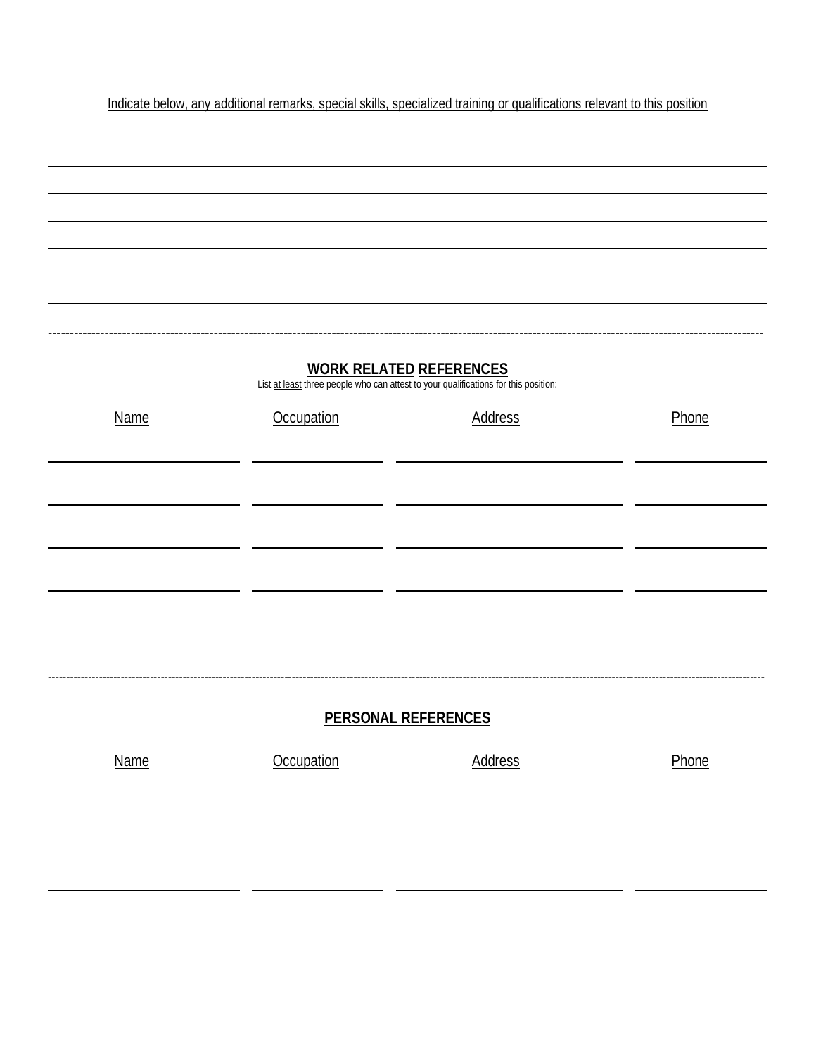Indicate below, any additional remarks, special skills, specialized training or qualifications relevant to this position

---

## WORK RELATED REFERENCES

List at least three people who can attest to your qualifications for this position:

| Name | Occupation | Address | Phone |
| --- | --- | --- | --- |
| | | | |
| | | | |
| | | | |
| | | | |
| | | | |

---

## PERSONAL REFERENCES

| Name | Occupation | Address | Phone |
| --- | --- | --- | --- |
| | | | |
| | | | |
| | | | |
| | | | |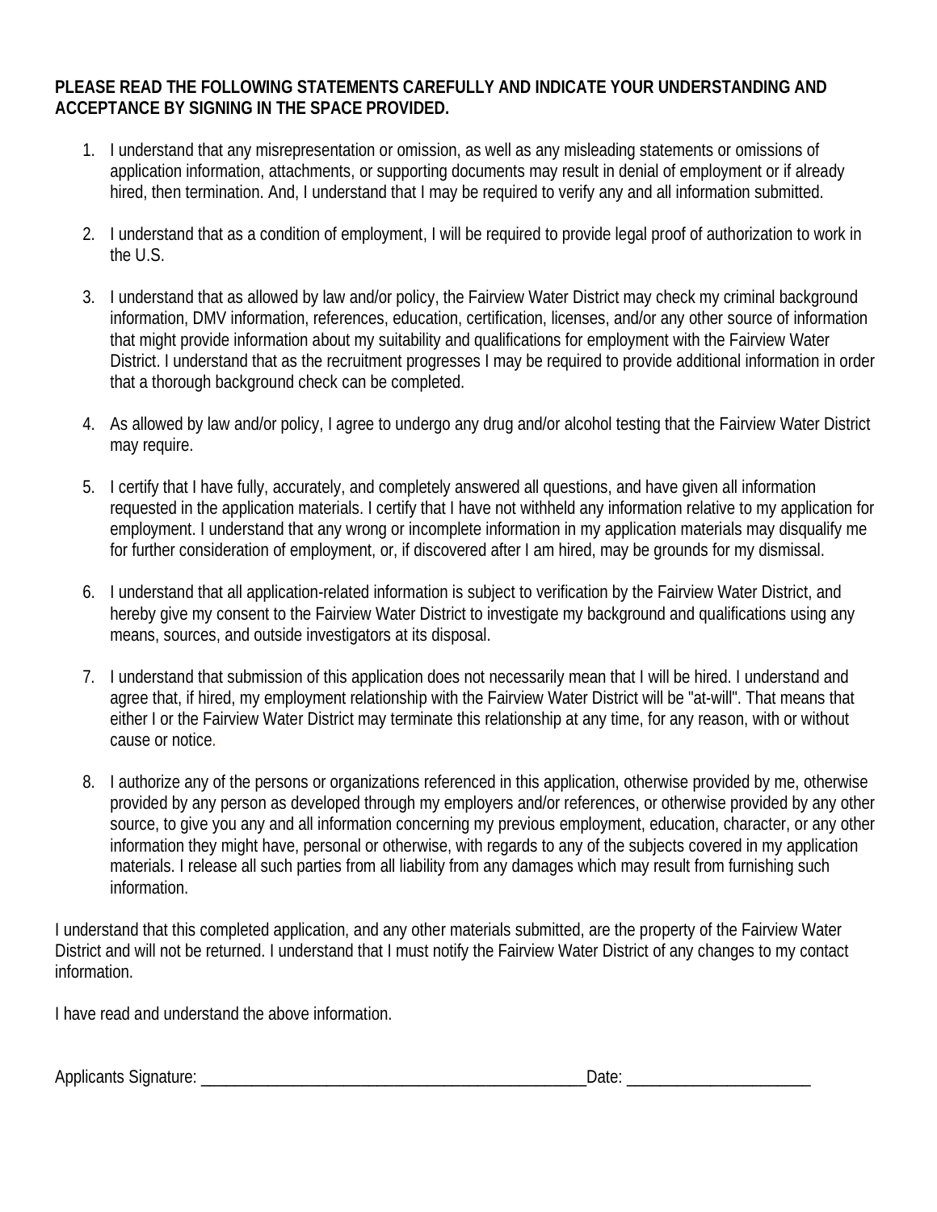**PLEASE READ THE FOLLOWING STATEMENTS CAREFULLY AND INDICATE YOUR UNDERSTANDING AND ACCEPTANCE BY SIGNING IN THE SPACE PROVIDED.**

1. I understand that any misrepresentation or omission, as well as any misleading statements or omissions of application information, attachments, or supporting documents may result in denial of employment or if already hired, then termination. And, I understand that I may be required to verify any and all information submitted.

2. I understand that as a condition of employment, I will be required to provide legal proof of authorization to work in the U.S.

3. I understand that as allowed by law and/or policy, the Fairview Water District may check my criminal background information, DMV information, references, education, certification, licenses, and/or any other source of information that might provide information about my suitability and qualifications for employment with the Fairview Water District. I understand that as the recruitment progresses I may be required to provide additional information in order that a thorough background check can be completed.

4. As allowed by law and/or policy, I agree to undergo any drug and/or alcohol testing that the Fairview Water District may require.

5. I certify that I have fully, accurately, and completely answered all questions, and have given all information requested in the application materials. I certify that I have not withheld any information relative to my application for employment. I understand that any wrong or incomplete information in my application materials may disqualify me for further consideration of employment, or, if discovered after I am hired, may be grounds for my dismissal.

6. I understand that all application-related information is subject to verification by the Fairview Water District, and hereby give my consent to the Fairview Water District to investigate my background and qualifications using any means, sources, and outside investigators at its disposal.

7. I understand that submission of this application does not necessarily mean that I will be hired. I understand and agree that, if hired, my employment relationship with the Fairview Water District will be "at-will". That means that either I or the Fairview Water District may terminate this relationship at any time, for any reason, with or without cause or notice.

8. I authorize any of the persons or organizations referenced in this application, otherwise provided by me, otherwise provided by any person as developed through my employers and/or references, or otherwise provided by any other source, to give you any and all information concerning my previous employment, education, character, or any other information they might have, personal or otherwise, with regards to any of the subjects covered in my application materials. I release all such parties from all liability from any damages which may result from furnishing such information.

I understand that this completed application, and any other materials submitted, are the property of the Fairview Water District and will not be returned. I understand that I must notify the Fairview Water District of any changes to my contact information.

I have read and understand the above information.

Applicants Signature: ________________________________________________Date: ______________________